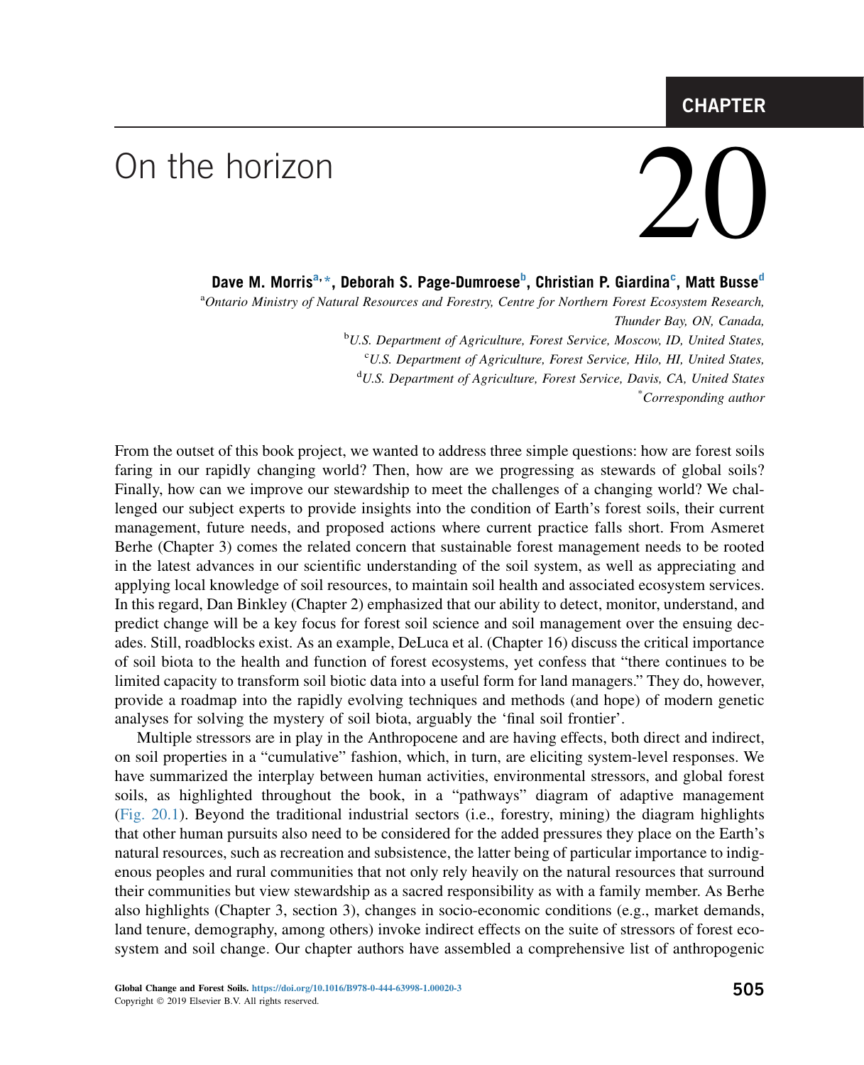CHAPTER

# 20 On the horizon

**Dave M. Morris[a,*], Deborah S. Page-Dumroese[b], Christian P. Giardina[c], Matt Busse[d]**

[a]*Ontario Ministry of Natural Resources and Forestry, Centre for Northern Forest Ecosystem Research, Thunder Bay, ON, Canada,*
[b]*U.S. Department of Agriculture, Forest Service, Moscow, ID, United States,*
[c]*U.S. Department of Agriculture, Forest Service, Hilo, HI, United States,*
[d]*U.S. Department of Agriculture, Forest Service, Davis, CA, United States*
[*]*Corresponding author*

From the outset of this book project, we wanted to address three simple questions: how are forest soils faring in our rapidly changing world? Then, how are we progressing as stewards of global soils? Finally, how can we improve our stewardship to meet the challenges of a changing world? We challenged our subject experts to provide insights into the condition of Earth's forest soils, their current management, future needs, and proposed actions where current practice falls short. From Asmeret Berhe (Chapter 3) comes the related concern that sustainable forest management needs to be rooted in the latest advances in our scientific understanding of the soil system, as well as appreciating and applying local knowledge of soil resources, to maintain soil health and associated ecosystem services. In this regard, Dan Binkley (Chapter 2) emphasized that our ability to detect, monitor, understand, and predict change will be a key focus for forest soil science and soil management over the ensuing decades. Still, roadblocks exist. As an example, DeLuca et al. (Chapter 16) discuss the critical importance of soil biota to the health and function of forest ecosystems, yet confess that "there continues to be limited capacity to transform soil biotic data into a useful form for land managers." They do, however, provide a roadmap into the rapidly evolving techniques and methods (and hope) of modern genetic analyses for solving the mystery of soil biota, arguably the 'final soil frontier'.

Multiple stressors are in play in the Anthropocene and are having effects, both direct and indirect, on soil properties in a "cumulative" fashion, which, in turn, are eliciting system-level responses. We have summarized the interplay between human activities, environmental stressors, and global forest soils, as highlighted throughout the book, in a "pathways" diagram of adaptive management (Fig. 20.1). Beyond the traditional industrial sectors (i.e., forestry, mining) the diagram highlights that other human pursuits also need to be considered for the added pressures they place on the Earth's natural resources, such as recreation and subsistence, the latter being of particular importance to indigenous peoples and rural communities that not only rely heavily on the natural resources that surround their communities but view stewardship as a sacred responsibility as with a family member. As Berhe also highlights (Chapter 3, section 3), changes in socio-economic conditions (e.g., market demands, land tenure, demography, among others) invoke indirect effects on the suite of stressors of forest ecosystem and soil change. Our chapter authors have assembled a comprehensive list of anthropogenic

Global Change and Forest Soils. https://doi.org/10.1016/B978-0-444-63998-1.00020-3
Copyright © 2019 Elsevier B.V. All rights reserved.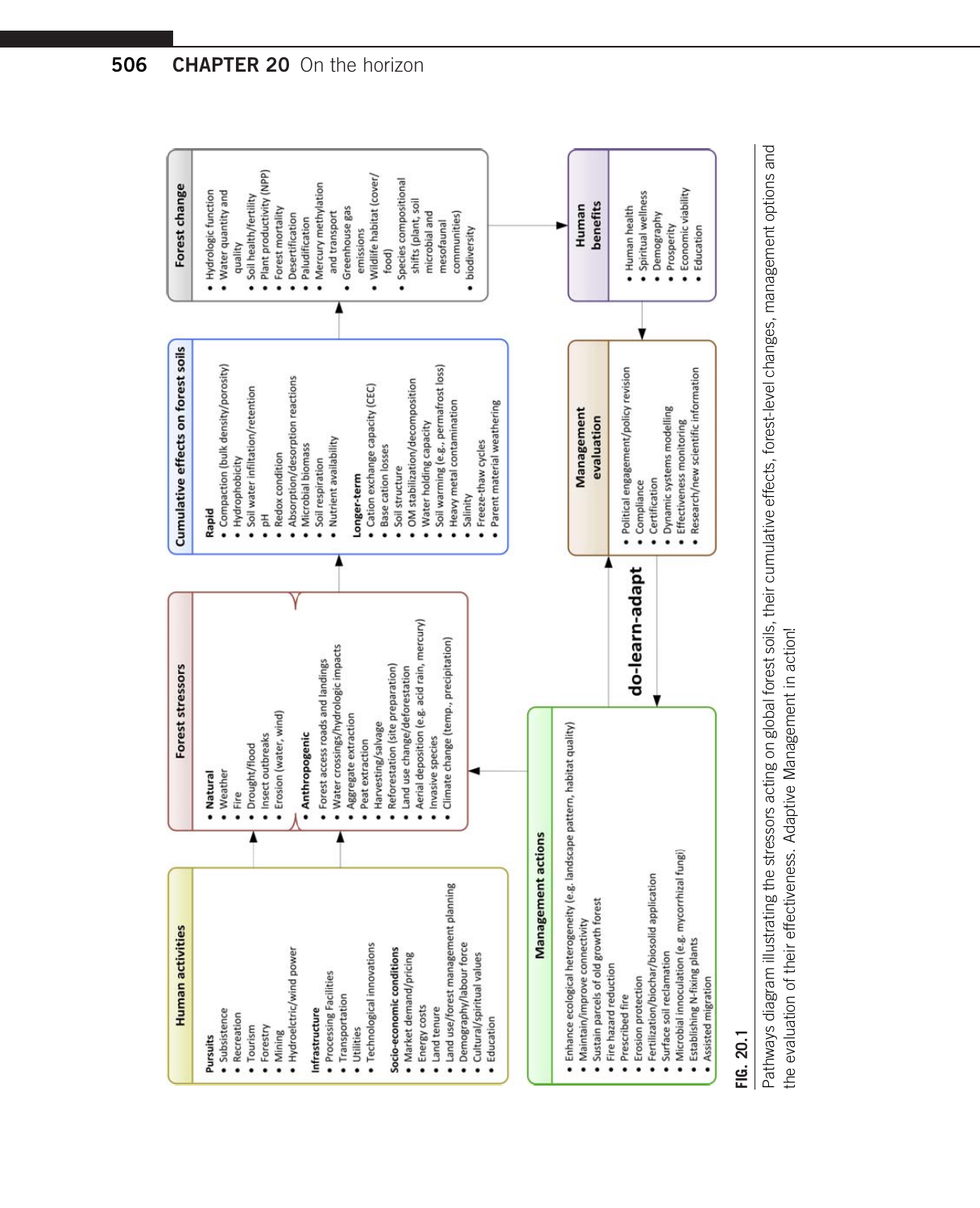## Human activities

**Pursuits**
- Subsistence
- Recreation
- Tourism
- Forestry
- Mining
- Hydroelectric/wind power

**Infrastructure**
- Processing Facilities
- Transportation
- Utilities
- Technological innovations

**Socio-economic conditions**
- Market demand/pricing
- Energy costs
- Land tenure
- Land use/forest management planning
- Demography/labour force
- Cultural/spiritual values
- Education

## Forest stressors

- **Natural**
  - Weather
  - Fire
  - Drought/flood
  - Insect outbreaks
  - Erosion (water, wind)
- **Anthropogenic**
  - Forest access roads and landings
  - Water crossings/hydrologic impacts
  - Aggregate extraction
  - Peat extraction
  - Harvesting/salvage
  - Reforestation (site preparation)
  - Land use change/deforestation
  - Aerial deposition (e.g. acid rain, mercury)
  - Invasive species
  - Climate change (temp., precipitation)

## Cumulative effects on forest soils

**Rapid**
- Compaction (bulk density/porosity)
- Hydrophobicity
- Soil water infiltration/retention
- pH
- Redox condition
- Absorption/desorption reactions
- Microbial biomass
- Soil respiration
- Nutrient availability

**Longer-term**
- Cation exchange capacity (CEC)
- Base cation losses
- Soil structure
- OM stabilization/decomposition
- Water holding capacity
- Soil warming (e.g., permafrost loss)
- Heavy metal contamination
- Salinity
- Freeze-thaw cycles
- Parent material weathering

## Forest change

- Hydrologic function
- Water quantity and quality
- Soil health/fertility
- Plant productivity (NPP)
- Forest mortality
- Desertification
- Paludification
- Mercury methylation and transport
- Greenhouse gas emissions
- Wildlife habitat (cover/food)
- Species compositional shifts (plant, soil microbial and mesofaunal communities)
- biodiversity

## Human benefits

- Human health
- Spiritual wellness
- Demography
- Prosperity
- Economic viability
- Education

## Management evaluation

- Political engagement/policy revision
- Compliance
- Certification
- Dynamic systems modelling
- Effectiveness monitoring
- Research/new scientific information

**do-learn-adapt**

## Management actions

- Enhance ecological heterogeneity (e.g. landscape pattern, habitat quality)
- Maintain/improve connectivity
- Sustain parcels of old growth forest
- Fire hazard reduction
- Prescribed fire
- Erosion protection
- Fertilization/biochar/biosolid application
- Surface soil reclamation
- Microbial innoculation (e.g. mycorrhizal fungi)
- Establishing N-fixing plants
- Assisted migration

**FIG. 20.1**

Pathways diagram illustrating the stressors acting on global forest soils, their cumulative effects, forest-level changes, management options and the evaluation of their effectiveness. Adaptive Management in action!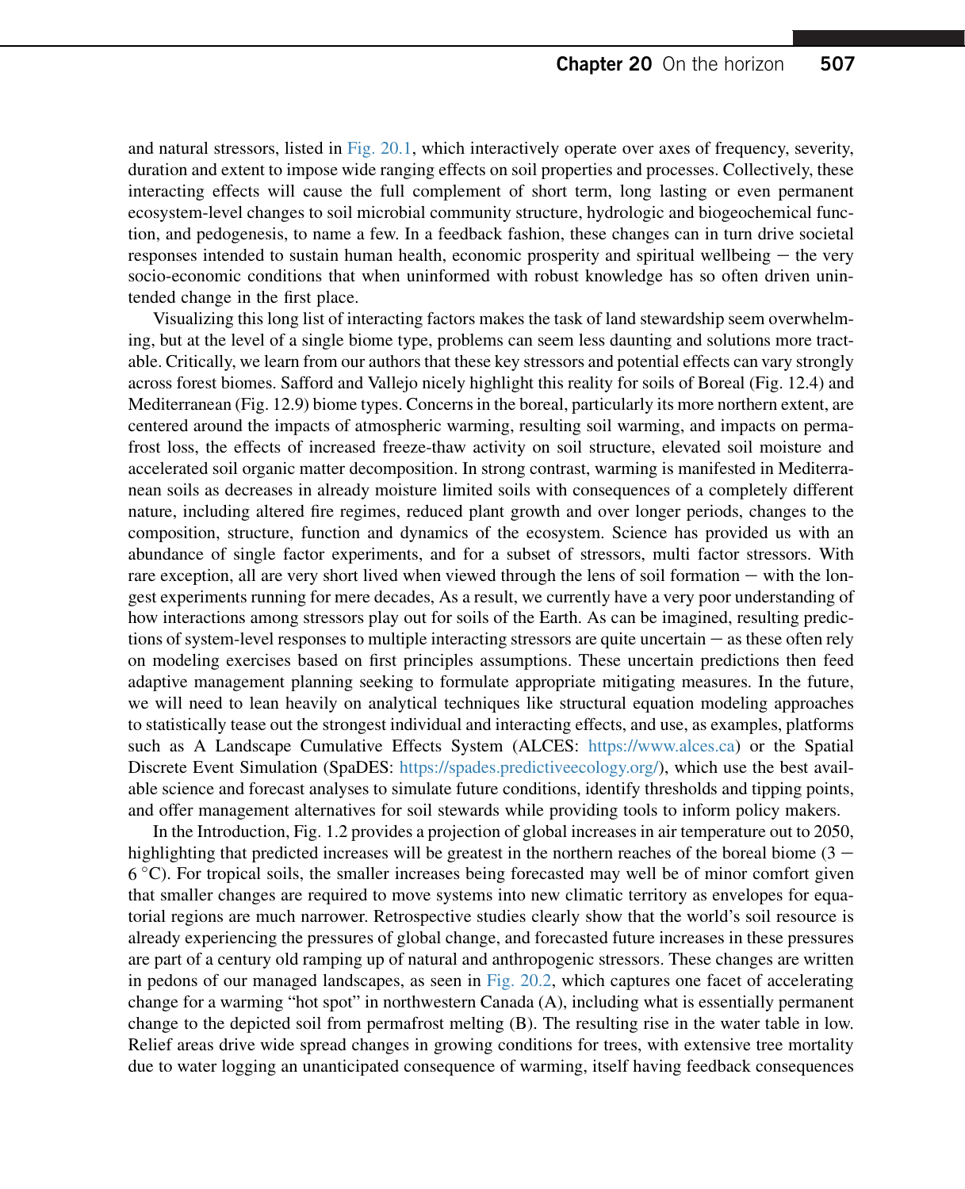and natural stressors, listed in Fig. 20.1, which interactively operate over axes of frequency, severity, duration and extent to impose wide ranging effects on soil properties and processes. Collectively, these interacting effects will cause the full complement of short term, long lasting or even permanent ecosystem-level changes to soil microbial community structure, hydrologic and biogeochemical function, and pedogenesis, to name a few. In a feedback fashion, these changes can in turn drive societal responses intended to sustain human health, economic prosperity and spiritual wellbeing − the very socio-economic conditions that when uninformed with robust knowledge has so often driven unintended change in the first place.

Visualizing this long list of interacting factors makes the task of land stewardship seem overwhelming, but at the level of a single biome type, problems can seem less daunting and solutions more tractable. Critically, we learn from our authors that these key stressors and potential effects can vary strongly across forest biomes. Safford and Vallejo nicely highlight this reality for soils of Boreal (Fig. 12.4) and Mediterranean (Fig. 12.9) biome types. Concerns in the boreal, particularly its more northern extent, are centered around the impacts of atmospheric warming, resulting soil warming, and impacts on permafrost loss, the effects of increased freeze-thaw activity on soil structure, elevated soil moisture and accelerated soil organic matter decomposition. In strong contrast, warming is manifested in Mediterranean soils as decreases in already moisture limited soils with consequences of a completely different nature, including altered fire regimes, reduced plant growth and over longer periods, changes to the composition, structure, function and dynamics of the ecosystem. Science has provided us with an abundance of single factor experiments, and for a subset of stressors, multi factor stressors. With rare exception, all are very short lived when viewed through the lens of soil formation − with the longest experiments running for mere decades, As a result, we currently have a very poor understanding of how interactions among stressors play out for soils of the Earth. As can be imagined, resulting predictions of system-level responses to multiple interacting stressors are quite uncertain − as these often rely on modeling exercises based on first principles assumptions. These uncertain predictions then feed adaptive management planning seeking to formulate appropriate mitigating measures. In the future, we will need to lean heavily on analytical techniques like structural equation modeling approaches to statistically tease out the strongest individual and interacting effects, and use, as examples, platforms such as A Landscape Cumulative Effects System (ALCES: https://www.alces.ca) or the Spatial Discrete Event Simulation (SpaDES: https://spades.predictiveecology.org/), which use the best available science and forecast analyses to simulate future conditions, identify thresholds and tipping points, and offer management alternatives for soil stewards while providing tools to inform policy makers.

In the Introduction, Fig. 1.2 provides a projection of global increases in air temperature out to 2050, highlighting that predicted increases will be greatest in the northern reaches of the boreal biome (3 − 6 °C). For tropical soils, the smaller increases being forecasted may well be of minor comfort given that smaller changes are required to move systems into new climatic territory as envelopes for equatorial regions are much narrower. Retrospective studies clearly show that the world's soil resource is already experiencing the pressures of global change, and forecasted future increases in these pressures are part of a century old ramping up of natural and anthropogenic stressors. These changes are written in pedons of our managed landscapes, as seen in Fig. 20.2, which captures one facet of accelerating change for a warming "hot spot" in northwestern Canada (A), including what is essentially permanent change to the depicted soil from permafrost melting (B). The resulting rise in the water table in low. Relief areas drive wide spread changes in growing conditions for trees, with extensive tree mortality due to water logging an unanticipated consequence of warming, itself having feedback consequences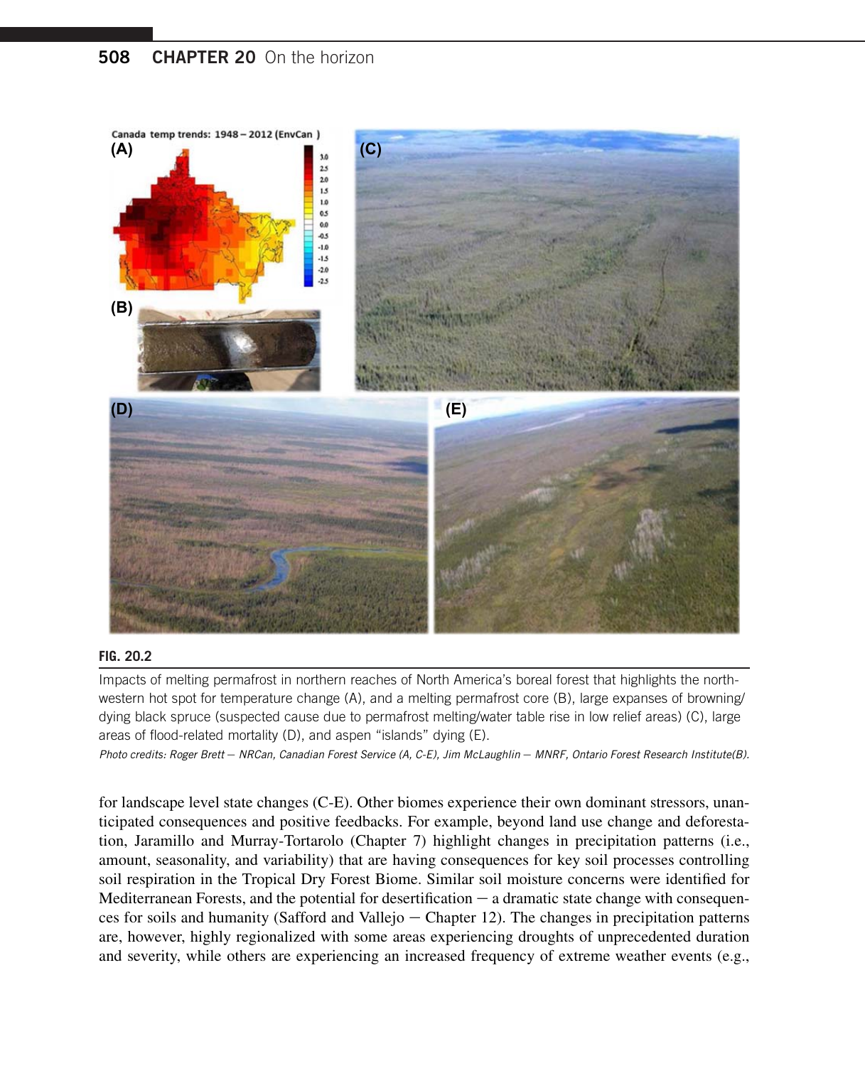**FIG. 20.2**

Impacts of melting permafrost in northern reaches of North America's boreal forest that highlights the northwestern hot spot for temperature change (A), and a melting permafrost core (B), large expanses of browning/dying black spruce (suspected cause due to permafrost melting/water table rise in low relief areas) (C), large areas of flood-related mortality (D), and aspen "islands" dying (E).

*Photo credits: Roger Brett — NRCan, Canadian Forest Service (A, C-E), Jim McLaughlin — MNRF, Ontario Forest Research Institute(B).*

for landscape level state changes (C-E). Other biomes experience their own dominant stressors, unanticipated consequences and positive feedbacks. For example, beyond land use change and deforestation, Jaramillo and Murray-Tortarolo (Chapter 7) highlight changes in precipitation patterns (i.e., amount, seasonality, and variability) that are having consequences for key soil processes controlling soil respiration in the Tropical Dry Forest Biome. Similar soil moisture concerns were identified for Mediterranean Forests, and the potential for desertification — a dramatic state change with consequences for soils and humanity (Safford and Vallejo — Chapter 12). The changes in precipitation patterns are, however, highly regionalized with some areas experiencing droughts of unprecedented duration and severity, while others are experiencing an increased frequency of extreme weather events (e.g.,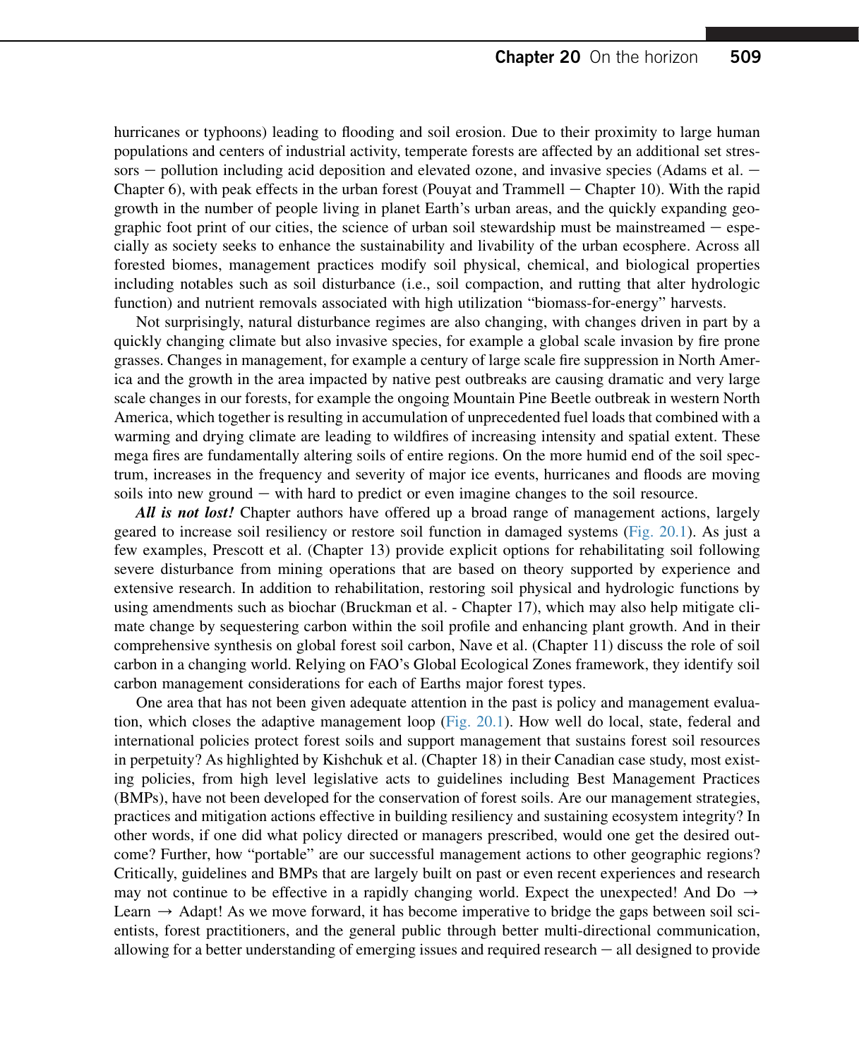hurricanes or typhoons) leading to flooding and soil erosion. Due to their proximity to large human populations and centers of industrial activity, temperate forests are affected by an additional set stressors − pollution including acid deposition and elevated ozone, and invasive species (Adams et al. − Chapter 6), with peak effects in the urban forest (Pouyat and Trammell − Chapter 10). With the rapid growth in the number of people living in planet Earth's urban areas, and the quickly expanding geographic foot print of our cities, the science of urban soil stewardship must be mainstreamed − especially as society seeks to enhance the sustainability and livability of the urban ecosphere. Across all forested biomes, management practices modify soil physical, chemical, and biological properties including notables such as soil disturbance (i.e., soil compaction, and rutting that alter hydrologic function) and nutrient removals associated with high utilization "biomass-for-energy" harvests.

Not surprisingly, natural disturbance regimes are also changing, with changes driven in part by a quickly changing climate but also invasive species, for example a global scale invasion by fire prone grasses. Changes in management, for example a century of large scale fire suppression in North America and the growth in the area impacted by native pest outbreaks are causing dramatic and very large scale changes in our forests, for example the ongoing Mountain Pine Beetle outbreak in western North America, which together is resulting in accumulation of unprecedented fuel loads that combined with a warming and drying climate are leading to wildfires of increasing intensity and spatial extent. These mega fires are fundamentally altering soils of entire regions. On the more humid end of the soil spectrum, increases in the frequency and severity of major ice events, hurricanes and floods are moving soils into new ground − with hard to predict or even imagine changes to the soil resource.

***All is not lost!*** Chapter authors have offered up a broad range of management actions, largely geared to increase soil resiliency or restore soil function in damaged systems (Fig. 20.1). As just a few examples, Prescott et al. (Chapter 13) provide explicit options for rehabilitating soil following severe disturbance from mining operations that are based on theory supported by experience and extensive research. In addition to rehabilitation, restoring soil physical and hydrologic functions by using amendments such as biochar (Bruckman et al. - Chapter 17), which may also help mitigate climate change by sequestering carbon within the soil profile and enhancing plant growth. And in their comprehensive synthesis on global forest soil carbon, Nave et al. (Chapter 11) discuss the role of soil carbon in a changing world. Relying on FAO's Global Ecological Zones framework, they identify soil carbon management considerations for each of Earths major forest types.

One area that has not been given adequate attention in the past is policy and management evaluation, which closes the adaptive management loop (Fig. 20.1). How well do local, state, federal and international policies protect forest soils and support management that sustains forest soil resources in perpetuity? As highlighted by Kishchuk et al. (Chapter 18) in their Canadian case study, most existing policies, from high level legislative acts to guidelines including Best Management Practices (BMPs), have not been developed for the conservation of forest soils. Are our management strategies, practices and mitigation actions effective in building resiliency and sustaining ecosystem integrity? In other words, if one did what policy directed or managers prescribed, would one get the desired outcome? Further, how "portable" are our successful management actions to other geographic regions? Critically, guidelines and BMPs that are largely built on past or even recent experiences and research may not continue to be effective in a rapidly changing world. Expect the unexpected! And Do → Learn → Adapt! As we move forward, it has become imperative to bridge the gaps between soil scientists, forest practitioners, and the general public through better multi-directional communication, allowing for a better understanding of emerging issues and required research − all designed to provide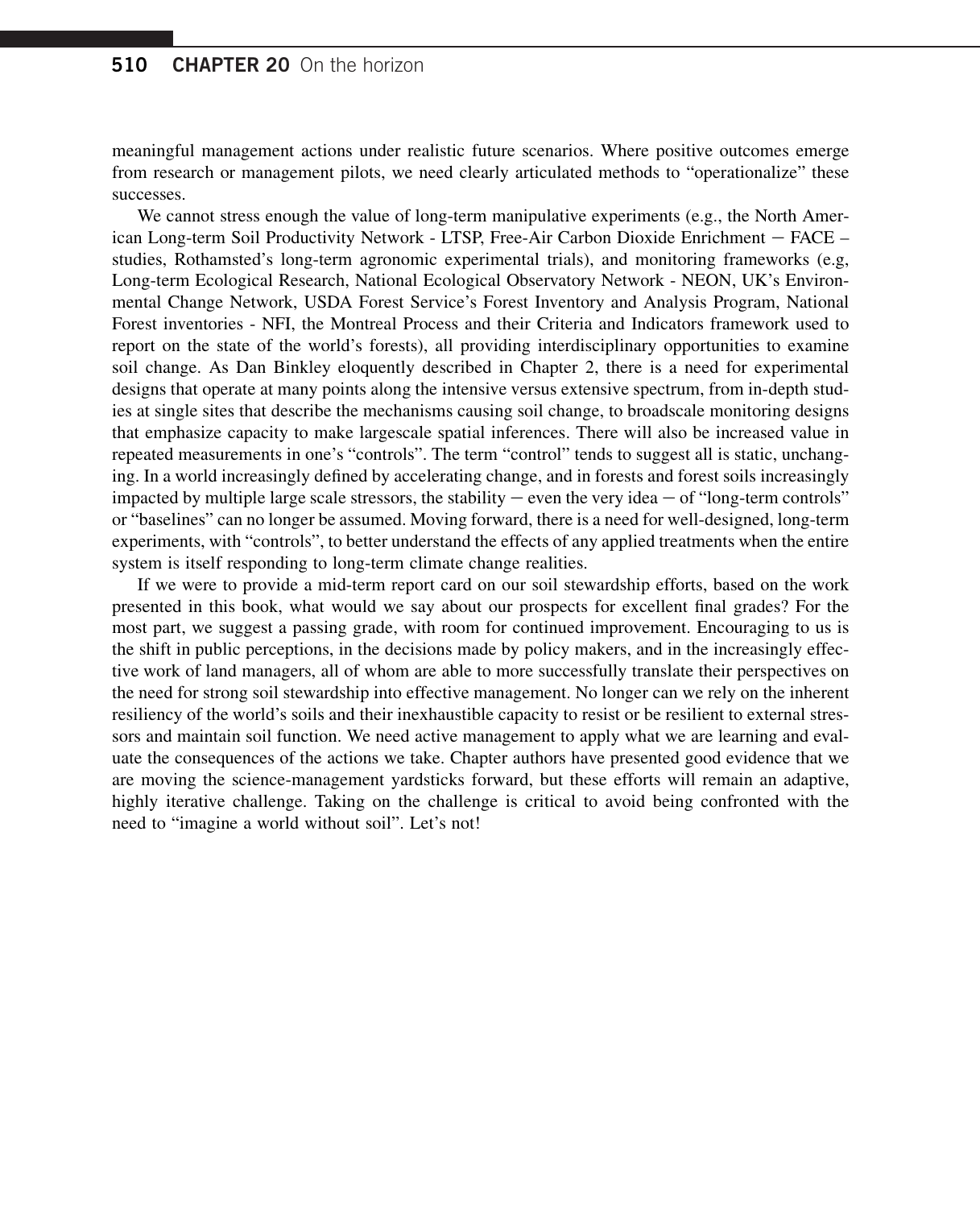meaningful management actions under realistic future scenarios. Where positive outcomes emerge from research or management pilots, we need clearly articulated methods to "operationalize" these successes.

We cannot stress enough the value of long-term manipulative experiments (e.g., the North American Long-term Soil Productivity Network - LTSP, Free-Air Carbon Dioxide Enrichment – FACE – studies, Rothamsted's long-term agronomic experimental trials), and monitoring frameworks (e.g, Long-term Ecological Research, National Ecological Observatory Network - NEON, UK's Environmental Change Network, USDA Forest Service's Forest Inventory and Analysis Program, National Forest inventories - NFI, the Montreal Process and their Criteria and Indicators framework used to report on the state of the world's forests), all providing interdisciplinary opportunities to examine soil change. As Dan Binkley eloquently described in Chapter 2, there is a need for experimental designs that operate at many points along the intensive versus extensive spectrum, from in-depth studies at single sites that describe the mechanisms causing soil change, to broadscale monitoring designs that emphasize capacity to make largescale spatial inferences. There will also be increased value in repeated measurements in one's "controls". The term "control" tends to suggest all is static, unchanging. In a world increasingly defined by accelerating change, and in forests and forest soils increasingly impacted by multiple large scale stressors, the stability – even the very idea – of "long-term controls" or "baselines" can no longer be assumed. Moving forward, there is a need for well-designed, long-term experiments, with "controls", to better understand the effects of any applied treatments when the entire system is itself responding to long-term climate change realities.

If we were to provide a mid-term report card on our soil stewardship efforts, based on the work presented in this book, what would we say about our prospects for excellent final grades? For the most part, we suggest a passing grade, with room for continued improvement. Encouraging to us is the shift in public perceptions, in the decisions made by policy makers, and in the increasingly effective work of land managers, all of whom are able to more successfully translate their perspectives on the need for strong soil stewardship into effective management. No longer can we rely on the inherent resiliency of the world's soils and their inexhaustible capacity to resist or be resilient to external stressors and maintain soil function. We need active management to apply what we are learning and evaluate the consequences of the actions we take. Chapter authors have presented good evidence that we are moving the science-management yardsticks forward, but these efforts will remain an adaptive, highly iterative challenge. Taking on the challenge is critical to avoid being confronted with the need to "imagine a world without soil". Let's not!